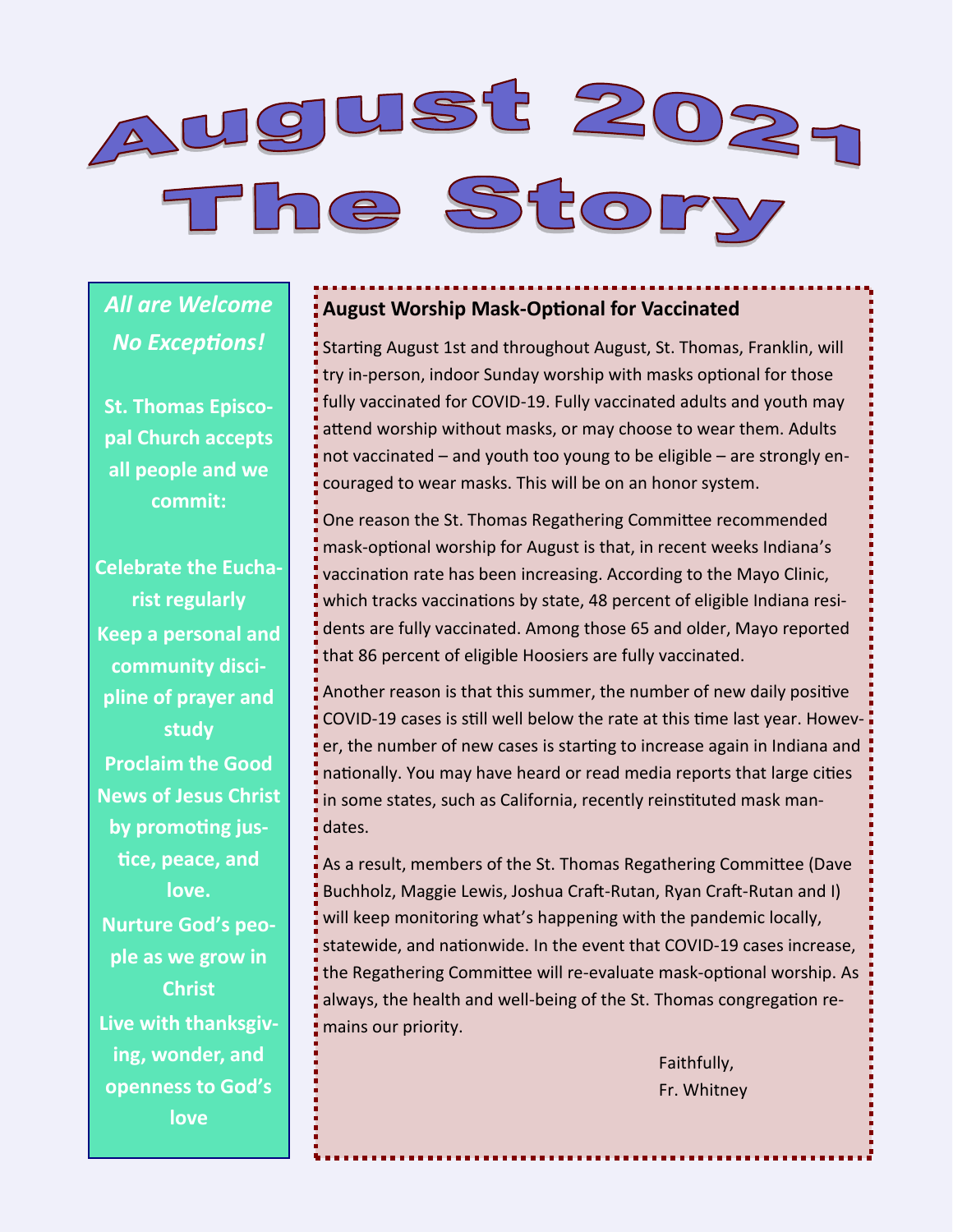# August 2021
# The Story

*All are Welcome*
*No Exceptions!*

**St. Thomas Episcopal Church accepts all people and we commit:**

**Celebrate the Eucharist regularly**
**Keep a personal and community discipline of prayer and study**
**Proclaim the Good News of Jesus Christ by promoting justice, peace, and love.**
**Nurture God's people as we grow in Christ**
**Live with thanksgiving, wonder, and openness to God's love**

### August Worship Mask-Optional for Vaccinated

Starting August 1st and throughout August, St. Thomas, Franklin, will try in-person, indoor Sunday worship with masks optional for those fully vaccinated for COVID-19. Fully vaccinated adults and youth may attend worship without masks, or may choose to wear them. Adults not vaccinated – and youth too young to be eligible – are strongly encouraged to wear masks. This will be on an honor system.

One reason the St. Thomas Regathering Committee recommended mask-optional worship for August is that, in recent weeks Indiana's vaccination rate has been increasing. According to the Mayo Clinic, which tracks vaccinations by state, 48 percent of eligible Indiana residents are fully vaccinated. Among those 65 and older, Mayo reported that 86 percent of eligible Hoosiers are fully vaccinated.

Another reason is that this summer, the number of new daily positive COVID-19 cases is still well below the rate at this time last year. However, the number of new cases is starting to increase again in Indiana and nationally. You may have heard or read media reports that large cities in some states, such as California, recently reinstituted mask mandates.

As a result, members of the St. Thomas Regathering Committee (Dave Buchholz, Maggie Lewis, Joshua Craft-Rutan, Ryan Craft-Rutan and I) will keep monitoring what's happening with the pandemic locally, statewide, and nationwide. In the event that COVID-19 cases increase, the Regathering Committee will re-evaluate mask-optional worship. As always, the health and well-being of the St. Thomas congregation remains our priority.

Faithfully,
Fr. Whitney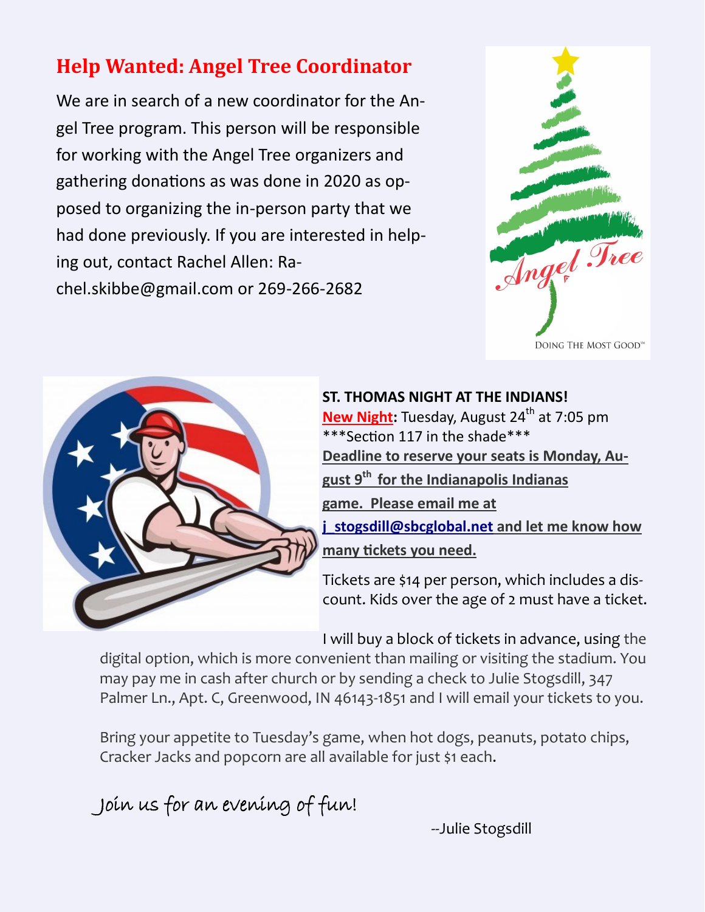## Help Wanted: Angel Tree Coordinator

We are in search of a new coordinator for the Angel Tree program. This person will be responsible for working with the Angel Tree organizers and gathering donations as was done in 2020 as opposed to organizing the in-person party that we had done previously. If you are interested in helping out, contact Rachel Allen: Rachel.skibbe@gmail.com or 269-266-2682

Angel Tree

DOING THE MOST GOOD™

**ST. THOMAS NIGHT AT THE INDIANS!**

**New Night**: Tuesday, August 24th at 7:05 pm

***Section 117 in the shade***

**Deadline to reserve your seats is Monday, August 9th for the Indianapolis Indianas game. Please email me at j_stogsdill@sbcglobal.net and let me know how many tickets you need.**

Tickets are $14 per person, which includes a discount. Kids over the age of 2 must have a ticket.

I will buy a block of tickets in advance, using the digital option, which is more convenient than mailing or visiting the stadium. You may pay me in cash after church or by sending a check to Julie Stogsdill, 347 Palmer Ln., Apt. C, Greenwood, IN 46143-1851 and I will email your tickets to you.

Bring your appetite to Tuesday's game, when hot dogs, peanuts, potato chips, Cracker Jacks and popcorn are all available for just $1 each.

*Join us for an evening of fun!*

--Julie Stogsdill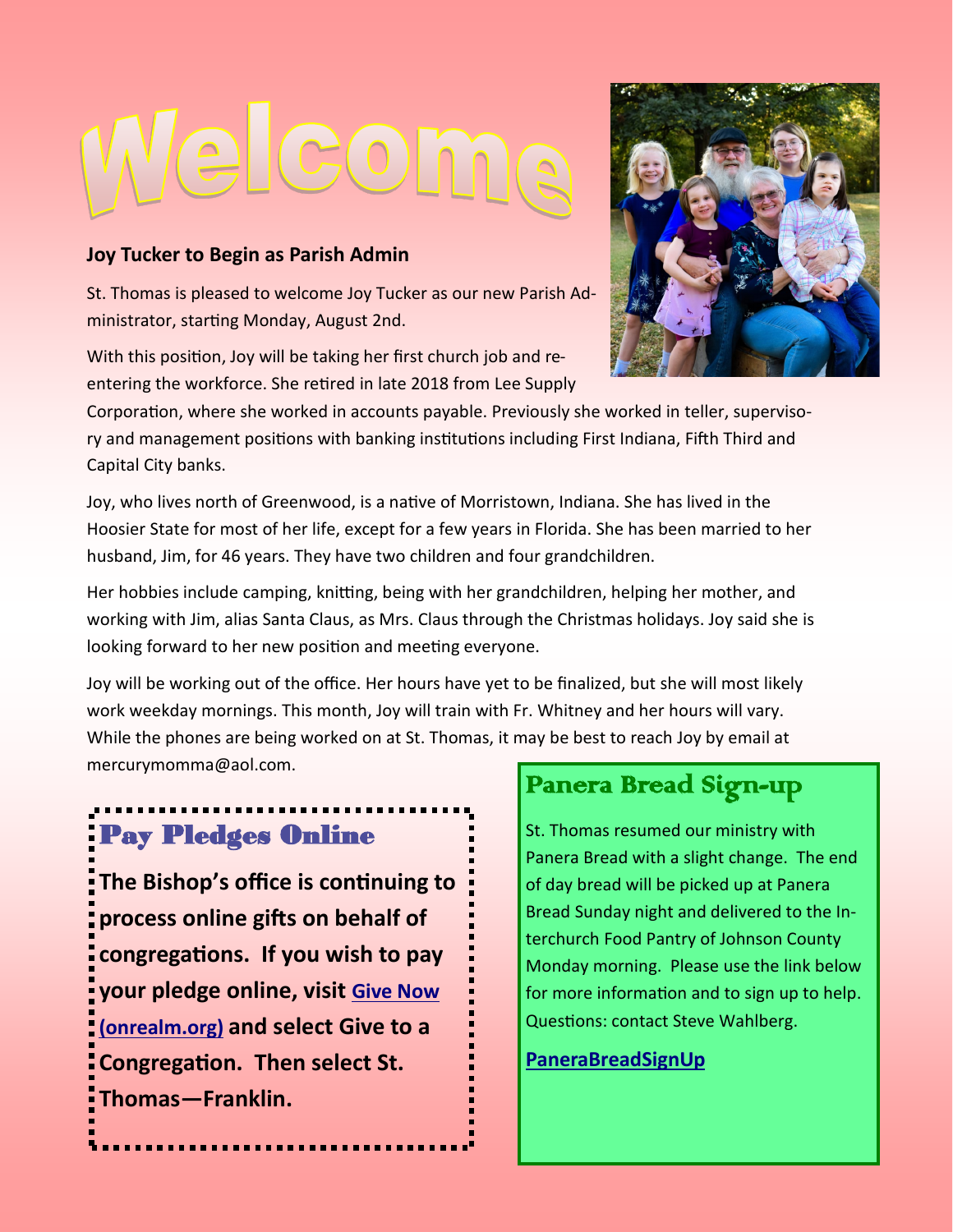# Welcome

## Joy Tucker to Begin as Parish Admin

St. Thomas is pleased to welcome Joy Tucker as our new Parish Administrator, starting Monday, August 2nd.

With this position, Joy will be taking her first church job and re-entering the workforce. She retired in late 2018 from Lee Supply Corporation, where she worked in accounts payable. Previously she worked in teller, supervisory and management positions with banking institutions including First Indiana, Fifth Third and Capital City banks.

Joy, who lives north of Greenwood, is a native of Morristown, Indiana. She has lived in the Hoosier State for most of her life, except for a few years in Florida. She has been married to her husband, Jim, for 46 years. They have two children and four grandchildren.

Her hobbies include camping, knitting, being with her grandchildren, helping her mother, and working with Jim, alias Santa Claus, as Mrs. Claus through the Christmas holidays. Joy said she is looking forward to her new position and meeting everyone.

Joy will be working out of the office. Her hours have yet to be finalized, but she will most likely work weekday mornings. This month, Joy will train with Fr. Whitney and her hours will vary. While the phones are being worked on at St. Thomas, it may be best to reach Joy by email at mercurymomma@aol.com.

## Pay Pledges Online

**The Bishop's office is continuing to process online gifts on behalf of congregations. If you wish to pay your pledge online, visit Give Now (onrealm.org) and select Give to a Congregation. Then select St. Thomas—Franklin.**

## Panera Bread Sign-up

St. Thomas resumed our ministry with Panera Bread with a slight change. The end of day bread will be picked up at Panera Bread Sunday night and delivered to the Interchurch Food Pantry of Johnson County Monday morning. Please use the link below for more information and to sign up to help. Questions: contact Steve Wahlberg.

**PaneraBreadSignUp**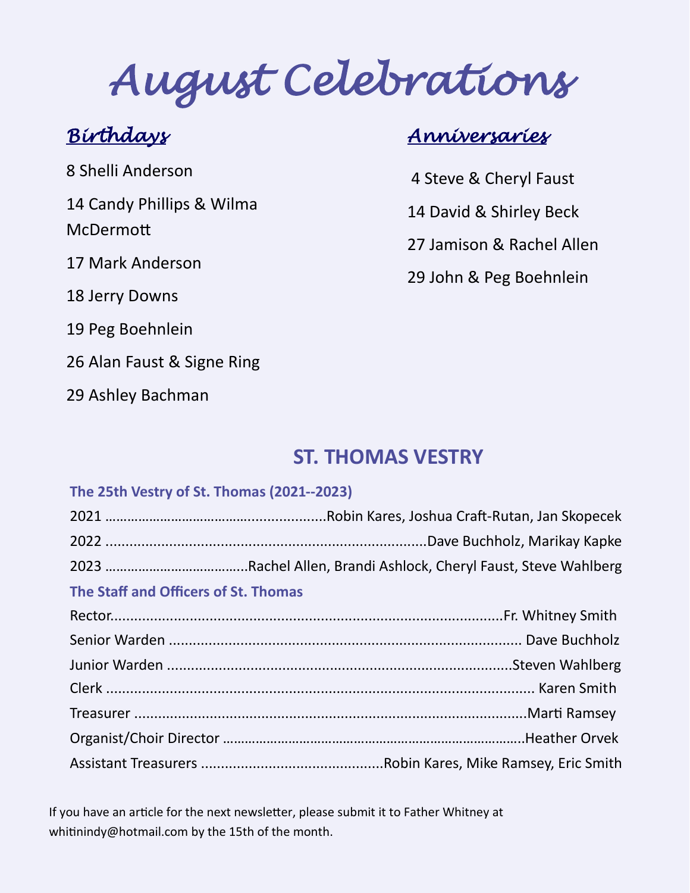# August Celebrations

## Birthdays

8 Shelli Anderson

14 Candy Phillips & Wilma McDermott

17 Mark Anderson

18 Jerry Downs

19 Peg Boehnlein

26 Alan Faust & Signe Ring

29 Ashley Bachman

## Anniversaries

4 Steve & Cheryl Faust

14 David & Shirley Beck

27 Jamison & Rachel Allen

29 John & Peg Boehnlein

## ST. THOMAS VESTRY

### The 25th Vestry of St. Thomas (2021--2023)

2021 ....................................................Robin Kares, Joshua Craft-Rutan, Jan Skopecek

2022 ....................................................Dave Buchholz, Marikay Kapke

2023 ....................................................Rachel Allen, Brandi Ashlock, Cheryl Faust, Steve Wahlberg

### The Staff and Officers of St. Thomas

Rector....................................................Fr. Whitney Smith

Senior Warden ....................................................Dave Buchholz

Junior Warden ....................................................Steven Wahlberg

Clerk ....................................................Karen Smith

Treasurer ....................................................Marti Ramsey

Organist/Choir Director ....................................................Heather Orvek

Assistant Treasurers ....................................................Robin Kares, Mike Ramsey, Eric Smith

If you have an article for the next newsletter, please submit it to Father Whitney at whitinindy@hotmail.com by the 15th of the month.